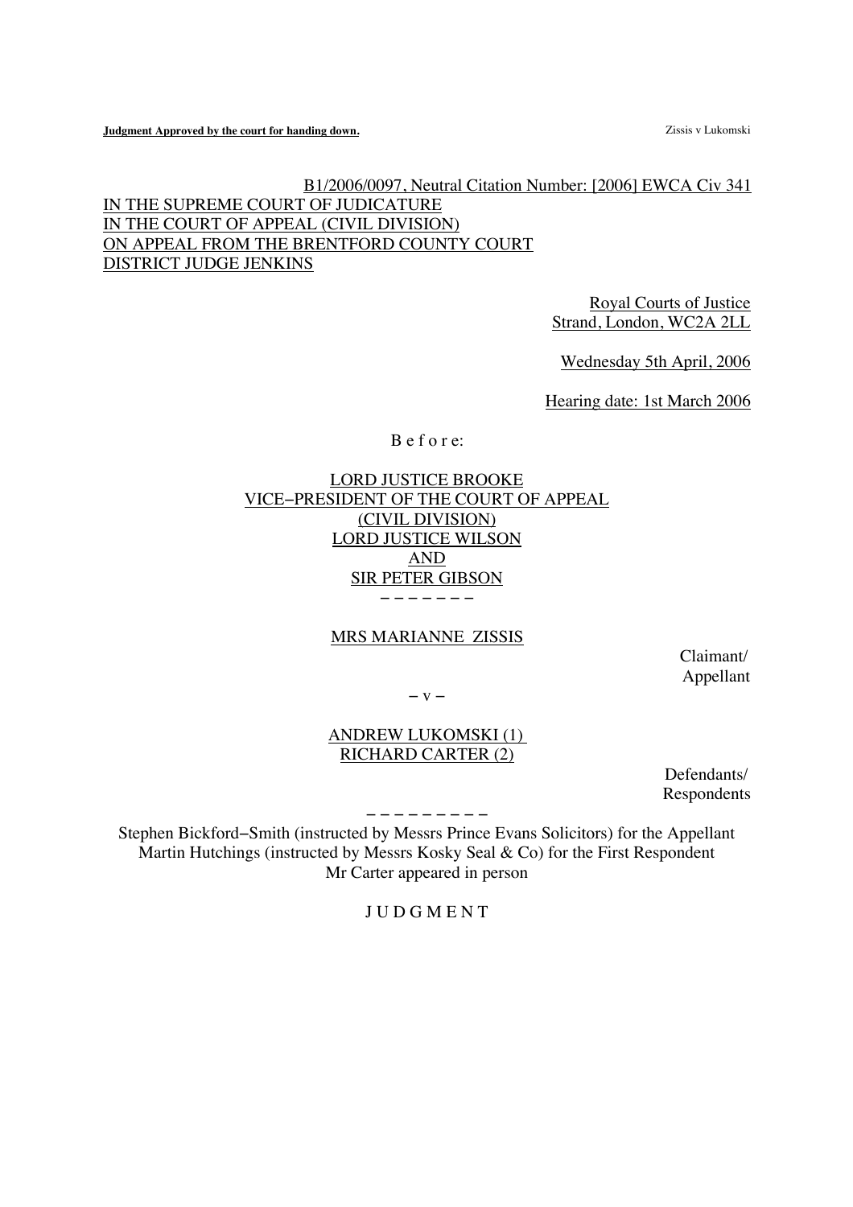**Judgment Approved by the court for handing down.**

B1/2006/0097, Neutral Citation Number: [2006] EWCA Civ 341

IN THE SUPREME COURT OF JUDICATURE
IN THE COURT OF APPEAL (CIVIL DIVISION)
ON APPEAL FROM THE BRENTFORD COUNTY COURT
DISTRICT JUDGE JENKINS

Royal Courts of Justice
Strand, London, WC2A 2LL

Wednesday 5th April, 2006

Hearing date: 1st March 2006

B e f o r e:

LORD JUSTICE BROOKE
VICE–PRESIDENT OF THE COURT OF APPEAL
(CIVIL DIVISION)
LORD JUSTICE WILSON
AND
SIR PETER GIBSON

– – – – – – –

MRS MARIANNE ZISSIS

Claimant/
Appellant

– v –

ANDREW LUKOMSKI (1)
RICHARD CARTER (2)

Defendants/
Respondents

– – – – – – – – –

Stephen Bickford–Smith (instructed by Messrs Prince Evans Solicitors) for the Appellant
Martin Hutchings (instructed by Messrs Kosky Seal & Co) for the First Respondent
Mr Carter appeared in person

J U D G M E N T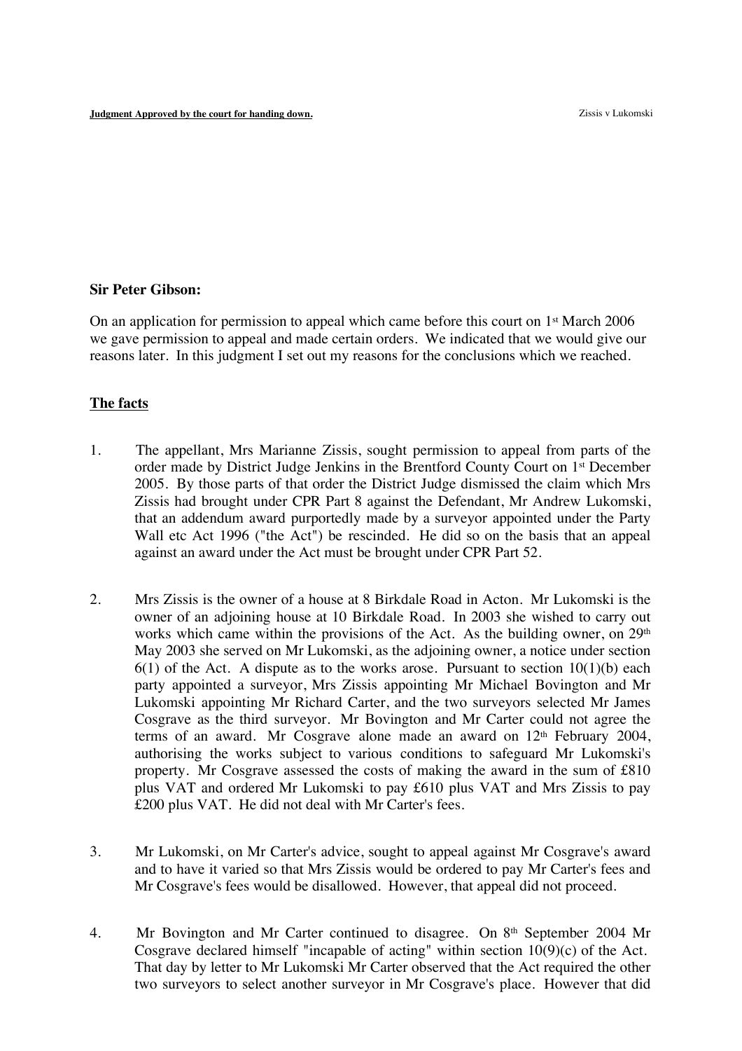**Sir Peter Gibson:**

On an application for permission to appeal which came before this court on 1st March 2006 we gave permission to appeal and made certain orders. We indicated that we would give our reasons later. In this judgment I set out my reasons for the conclusions which we reached.

**The facts**

1. The appellant, Mrs Marianne Zissis, sought permission to appeal from parts of the order made by District Judge Jenkins in the Brentford County Court on 1st December 2005. By those parts of that order the District Judge dismissed the claim which Mrs Zissis had brought under CPR Part 8 against the Defendant, Mr Andrew Lukomski, that an addendum award purportedly made by a surveyor appointed under the Party Wall etc Act 1996 ("the Act") be rescinded. He did so on the basis that an appeal against an award under the Act must be brought under CPR Part 52.

2. Mrs Zissis is the owner of a house at 8 Birkdale Road in Acton. Mr Lukomski is the owner of an adjoining house at 10 Birkdale Road. In 2003 she wished to carry out works which came within the provisions of the Act. As the building owner, on 29th May 2003 she served on Mr Lukomski, as the adjoining owner, a notice under section 6(1) of the Act. A dispute as to the works arose. Pursuant to section 10(1)(b) each party appointed a surveyor, Mrs Zissis appointing Mr Michael Bovington and Mr Lukomski appointing Mr Richard Carter, and the two surveyors selected Mr James Cosgrave as the third surveyor. Mr Bovington and Mr Carter could not agree the terms of an award. Mr Cosgrave alone made an award on 12th February 2004, authorising the works subject to various conditions to safeguard Mr Lukomski's property. Mr Cosgrave assessed the costs of making the award in the sum of £810 plus VAT and ordered Mr Lukomski to pay £610 plus VAT and Mrs Zissis to pay £200 plus VAT. He did not deal with Mr Carter's fees.

3. Mr Lukomski, on Mr Carter's advice, sought to appeal against Mr Cosgrave's award and to have it varied so that Mrs Zissis would be ordered to pay Mr Carter's fees and Mr Cosgrave's fees would be disallowed. However, that appeal did not proceed.

4. Mr Bovington and Mr Carter continued to disagree. On 8th September 2004 Mr Cosgrave declared himself "incapable of acting" within section 10(9)(c) of the Act. That day by letter to Mr Lukomski Mr Carter observed that the Act required the other two surveyors to select another surveyor in Mr Cosgrave's place. However that did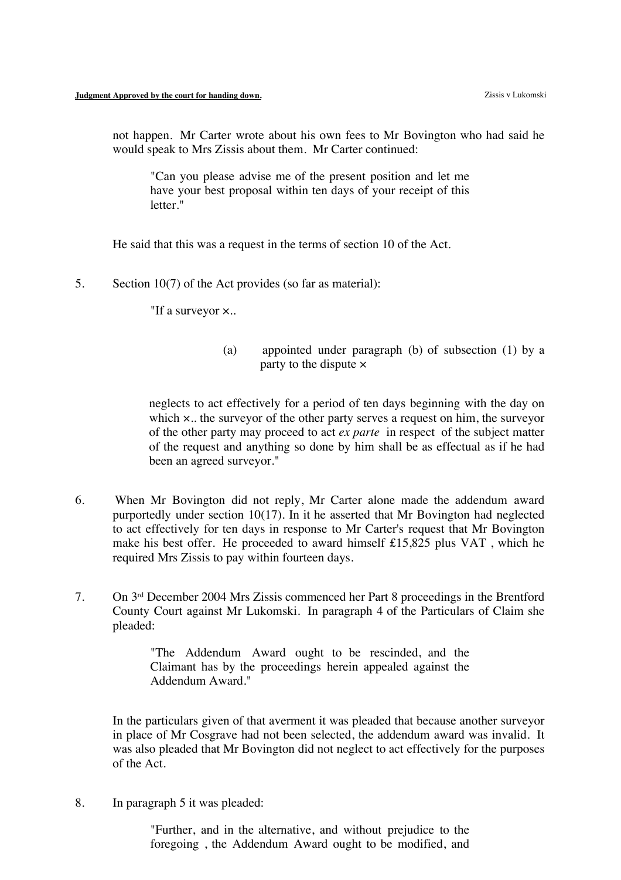not happen. Mr Carter wrote about his own fees to Mr Bovington who had said he would speak to Mrs Zissis about them. Mr Carter continued:

> "Can you please advise me of the present position and let me have your best proposal within ten days of your receipt of this letter."

He said that this was a request in the terms of section 10 of the Act.

5. Section 10(7) of the Act provides (so far as material):

> "If a surveyor ×..
>
> (a) appointed under paragraph (b) of subsection (1) by a party to the dispute ×
>
> neglects to act effectively for a period of ten days beginning with the day on which ×.. the surveyor of the other party serves a request on him, the surveyor of the other party may proceed to act *ex parte* in respect of the subject matter of the request and anything so done by him shall be as effectual as if he had been an agreed surveyor."

6. When Mr Bovington did not reply, Mr Carter alone made the addendum award purportedly under section 10(17). In it he asserted that Mr Bovington had neglected to act effectively for ten days in response to Mr Carter's request that Mr Bovington make his best offer. He proceeded to award himself £15,825 plus VAT , which he required Mrs Zissis to pay within fourteen days.

7. On 3rd December 2004 Mrs Zissis commenced her Part 8 proceedings in the Brentford County Court against Mr Lukomski. In paragraph 4 of the Particulars of Claim she pleaded:

> "The Addendum Award ought to be rescinded, and the Claimant has by the proceedings herein appealed against the Addendum Award."

In the particulars given of that averment it was pleaded that because another surveyor in place of Mr Cosgrave had not been selected, the addendum award was invalid. It was also pleaded that Mr Bovington did not neglect to act effectively for the purposes of the Act.

8. In paragraph 5 it was pleaded:

> "Further, and in the alternative, and without prejudice to the foregoing , the Addendum Award ought to be modified, and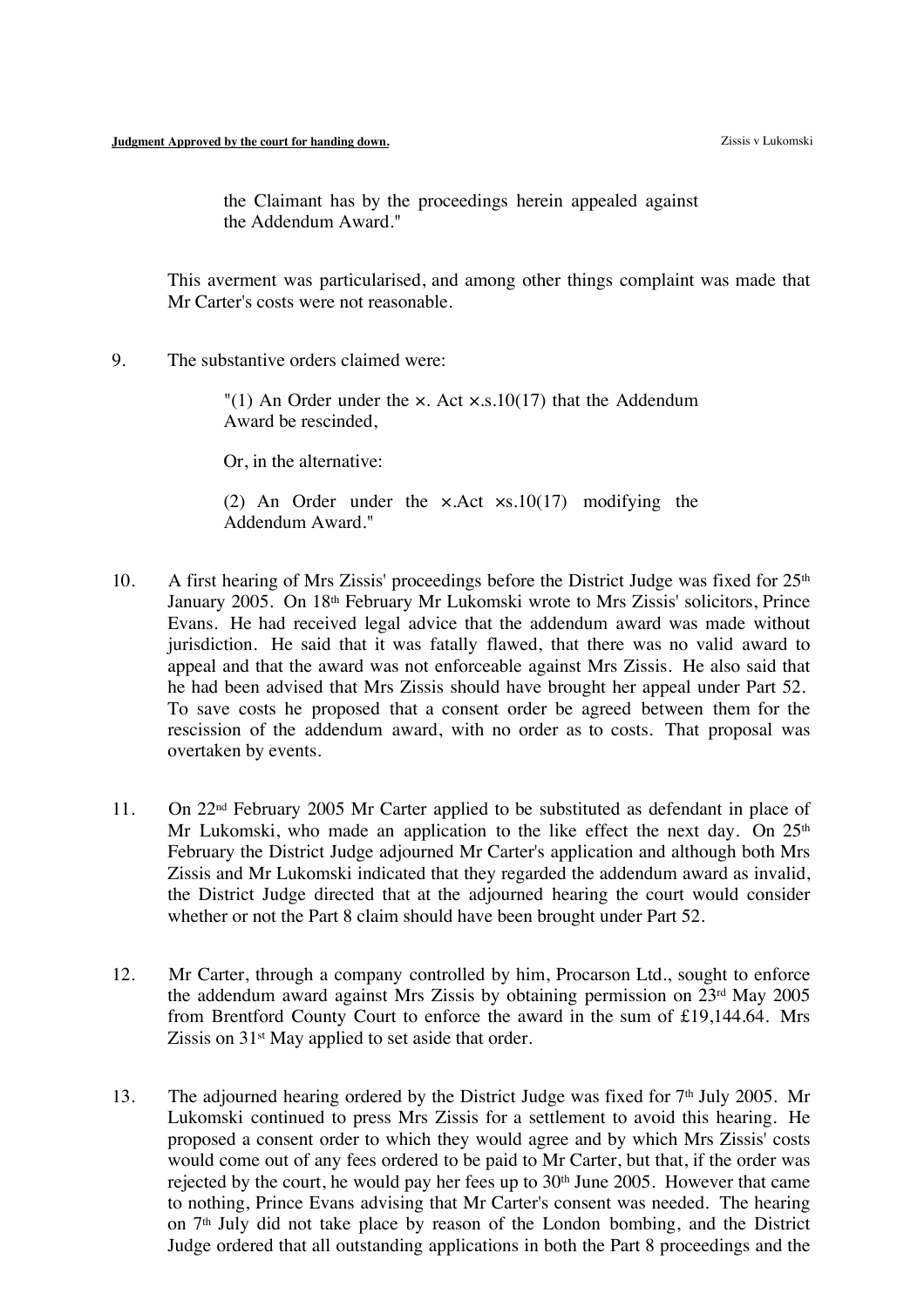> the Claimant has by the proceedings herein appealed against the Addendum Award."

This averment was particularised, and among other things complaint was made that Mr Carter's costs were not reasonable.

9. The substantive orders claimed were:

> "(1) An Order under the ×. Act ×.s.10(17) that the Addendum Award be rescinded,
>
> Or, in the alternative:
>
> (2) An Order under the ×.Act ×s.10(17) modifying the Addendum Award."

10. A first hearing of Mrs Zissis' proceedings before the District Judge was fixed for 25th January 2005. On 18th February Mr Lukomski wrote to Mrs Zissis' solicitors, Prince Evans. He had received legal advice that the addendum award was made without jurisdiction. He said that it was fatally flawed, that there was no valid award to appeal and that the award was not enforceable against Mrs Zissis. He also said that he had been advised that Mrs Zissis should have brought her appeal under Part 52. To save costs he proposed that a consent order be agreed between them for the rescission of the addendum award, with no order as to costs. That proposal was overtaken by events.

11. On 22nd February 2005 Mr Carter applied to be substituted as defendant in place of Mr Lukomski, who made an application to the like effect the next day. On 25th February the District Judge adjourned Mr Carter's application and although both Mrs Zissis and Mr Lukomski indicated that they regarded the addendum award as invalid, the District Judge directed that at the adjourned hearing the court would consider whether or not the Part 8 claim should have been brought under Part 52.

12. Mr Carter, through a company controlled by him, Procarson Ltd., sought to enforce the addendum award against Mrs Zissis by obtaining permission on 23rd May 2005 from Brentford County Court to enforce the award in the sum of £19,144.64. Mrs Zissis on 31st May applied to set aside that order.

13. The adjourned hearing ordered by the District Judge was fixed for 7th July 2005. Mr Lukomski continued to press Mrs Zissis for a settlement to avoid this hearing. He proposed a consent order to which they would agree and by which Mrs Zissis' costs would come out of any fees ordered to be paid to Mr Carter, but that, if the order was rejected by the court, he would pay her fees up to 30th June 2005. However that came to nothing, Prince Evans advising that Mr Carter's consent was needed. The hearing on 7th July did not take place by reason of the London bombing, and the District Judge ordered that all outstanding applications in both the Part 8 proceedings and the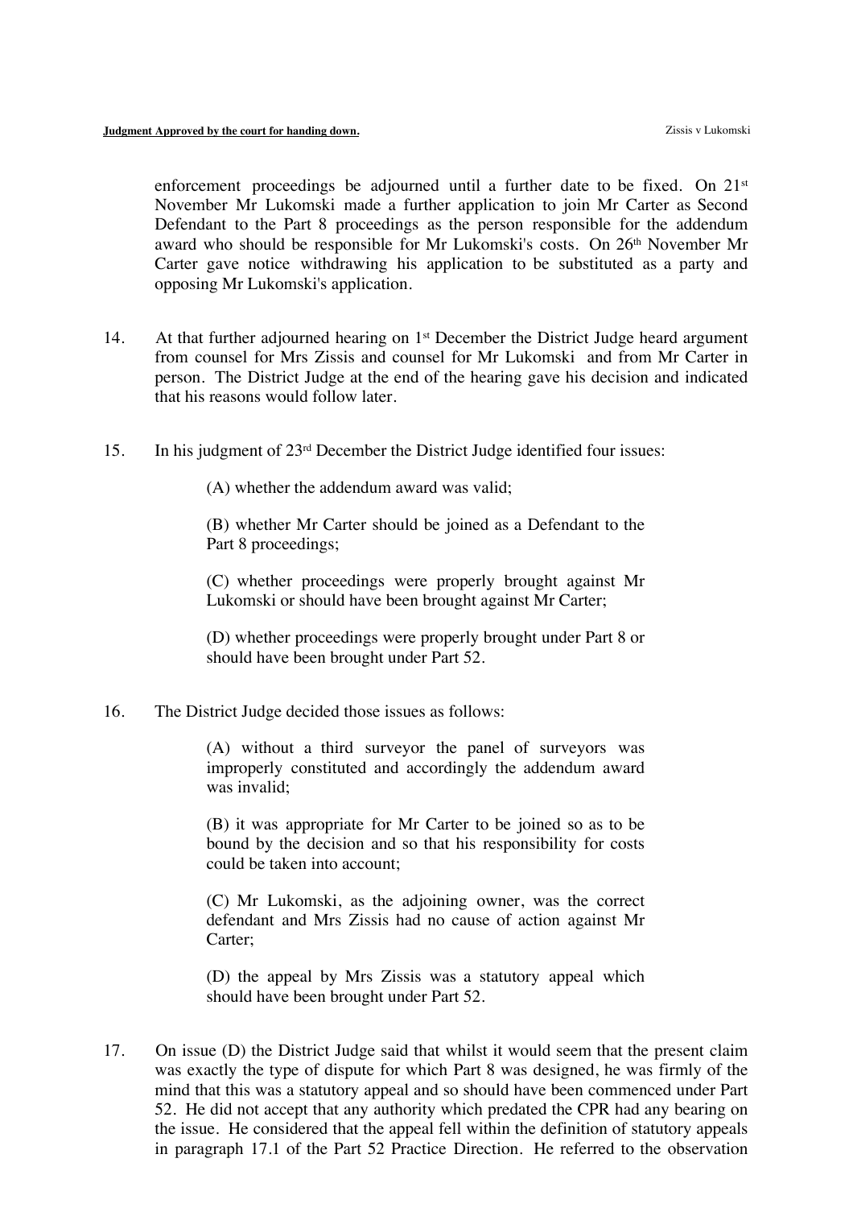enforcement proceedings be adjourned until a further date to be fixed. On 21st November Mr Lukomski made a further application to join Mr Carter as Second Defendant to the Part 8 proceedings as the person responsible for the addendum award who should be responsible for Mr Lukomski's costs. On 26th November Mr Carter gave notice withdrawing his application to be substituted as a party and opposing Mr Lukomski's application.

14. At that further adjourned hearing on 1st December the District Judge heard argument from counsel for Mrs Zissis and counsel for Mr Lukomski and from Mr Carter in person. The District Judge at the end of the hearing gave his decision and indicated that his reasons would follow later.

15. In his judgment of 23rd December the District Judge identified four issues:

> (A) whether the addendum award was valid;
>
> (B) whether Mr Carter should be joined as a Defendant to the Part 8 proceedings;
>
> (C) whether proceedings were properly brought against Mr Lukomski or should have been brought against Mr Carter;
>
> (D) whether proceedings were properly brought under Part 8 or should have been brought under Part 52.

16. The District Judge decided those issues as follows:

> (A) without a third surveyor the panel of surveyors was improperly constituted and accordingly the addendum award was invalid;
>
> (B) it was appropriate for Mr Carter to be joined so as to be bound by the decision and so that his responsibility for costs could be taken into account;
>
> (C) Mr Lukomski, as the adjoining owner, was the correct defendant and Mrs Zissis had no cause of action against Mr Carter;
>
> (D) the appeal by Mrs Zissis was a statutory appeal which should have been brought under Part 52.

17. On issue (D) the District Judge said that whilst it would seem that the present claim was exactly the type of dispute for which Part 8 was designed, he was firmly of the mind that this was a statutory appeal and so should have been commenced under Part 52. He did not accept that any authority which predated the CPR had any bearing on the issue. He considered that the appeal fell within the definition of statutory appeals in paragraph 17.1 of the Part 52 Practice Direction. He referred to the observation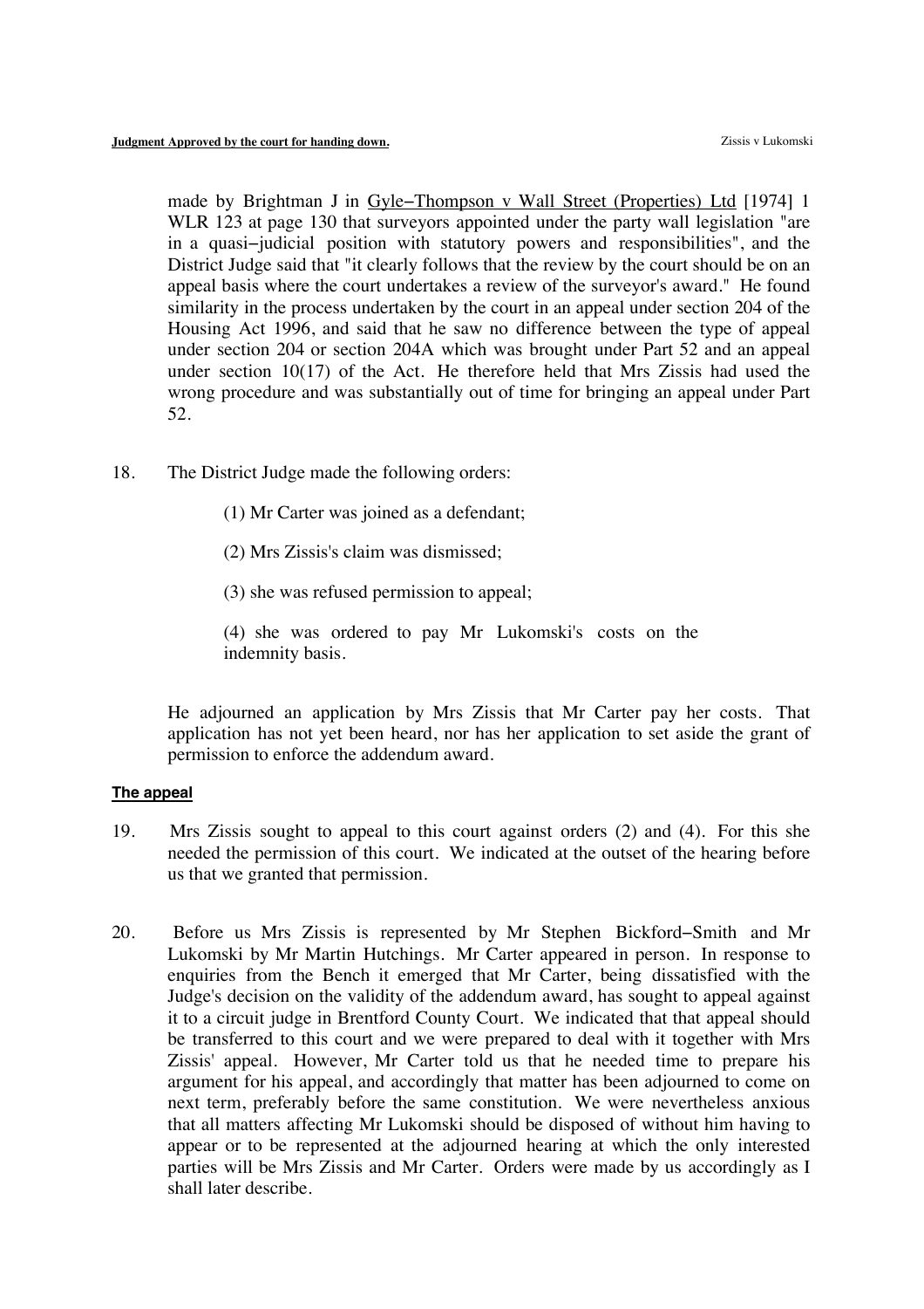made by Brightman J in Gyle–Thompson v Wall Street (Properties) Ltd [1974] 1 WLR 123 at page 130 that surveyors appointed under the party wall legislation "are in a quasi–judicial position with statutory powers and responsibilities", and the District Judge said that "it clearly follows that the review by the court should be on an appeal basis where the court undertakes a review of the surveyor's award." He found similarity in the process undertaken by the court in an appeal under section 204 of the Housing Act 1996, and said that he saw no difference between the type of appeal under section 204 or section 204A which was brought under Part 52 and an appeal under section 10(17) of the Act. He therefore held that Mrs Zissis had used the wrong procedure and was substantially out of time for bringing an appeal under Part 52.

18. The District Judge made the following orders:

(1) Mr Carter was joined as a defendant;

(2) Mrs Zissis's claim was dismissed;

(3) she was refused permission to appeal;

(4) she was ordered to pay Mr Lukomski's costs on the indemnity basis.

He adjourned an application by Mrs Zissis that Mr Carter pay her costs. That application has not yet been heard, nor has her application to set aside the grant of permission to enforce the addendum award.

**The appeal**

19. Mrs Zissis sought to appeal to this court against orders (2) and (4). For this she needed the permission of this court. We indicated at the outset of the hearing before us that we granted that permission.

20. Before us Mrs Zissis is represented by Mr Stephen Bickford–Smith and Mr Lukomski by Mr Martin Hutchings. Mr Carter appeared in person. In response to enquiries from the Bench it emerged that Mr Carter, being dissatisfied with the Judge's decision on the validity of the addendum award, has sought to appeal against it to a circuit judge in Brentford County Court. We indicated that that appeal should be transferred to this court and we were prepared to deal with it together with Mrs Zissis' appeal. However, Mr Carter told us that he needed time to prepare his argument for his appeal, and accordingly that matter has been adjourned to come on next term, preferably before the same constitution. We were nevertheless anxious that all matters affecting Mr Lukomski should be disposed of without him having to appear or to be represented at the adjourned hearing at which the only interested parties will be Mrs Zissis and Mr Carter. Orders were made by us accordingly as I shall later describe.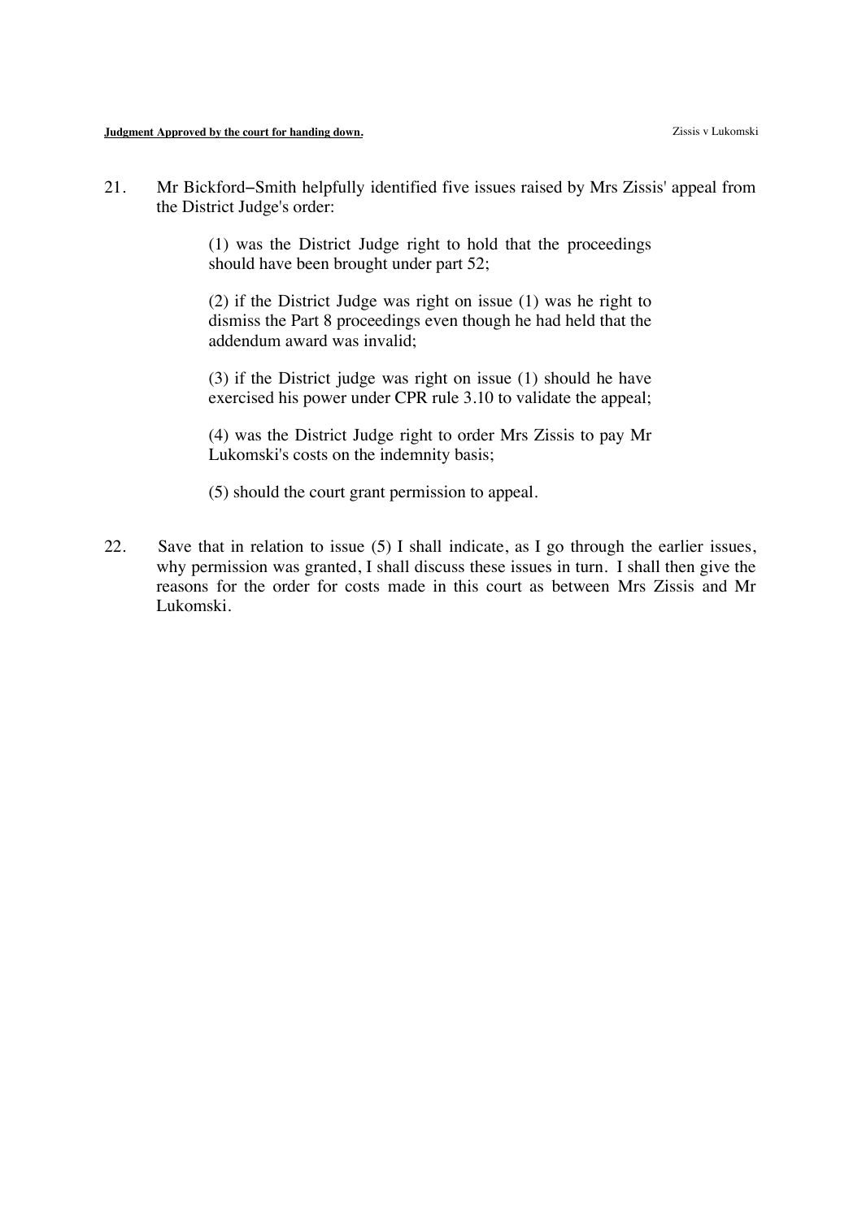21. Mr Bickford–Smith helpfully identified five issues raised by Mrs Zissis' appeal from the District Judge's order:

> (1) was the District Judge right to hold that the proceedings should have been brought under part 52;
>
> (2) if the District Judge was right on issue (1) was he right to dismiss the Part 8 proceedings even though he had held that the addendum award was invalid;
>
> (3) if the District judge was right on issue (1) should he have exercised his power under CPR rule 3.10 to validate the appeal;
>
> (4) was the District Judge right to order Mrs Zissis to pay Mr Lukomski's costs on the indemnity basis;
>
> (5) should the court grant permission to appeal.

22. Save that in relation to issue (5) I shall indicate, as I go through the earlier issues, why permission was granted, I shall discuss these issues in turn. I shall then give the reasons for the order for costs made in this court as between Mrs Zissis and Mr Lukomski.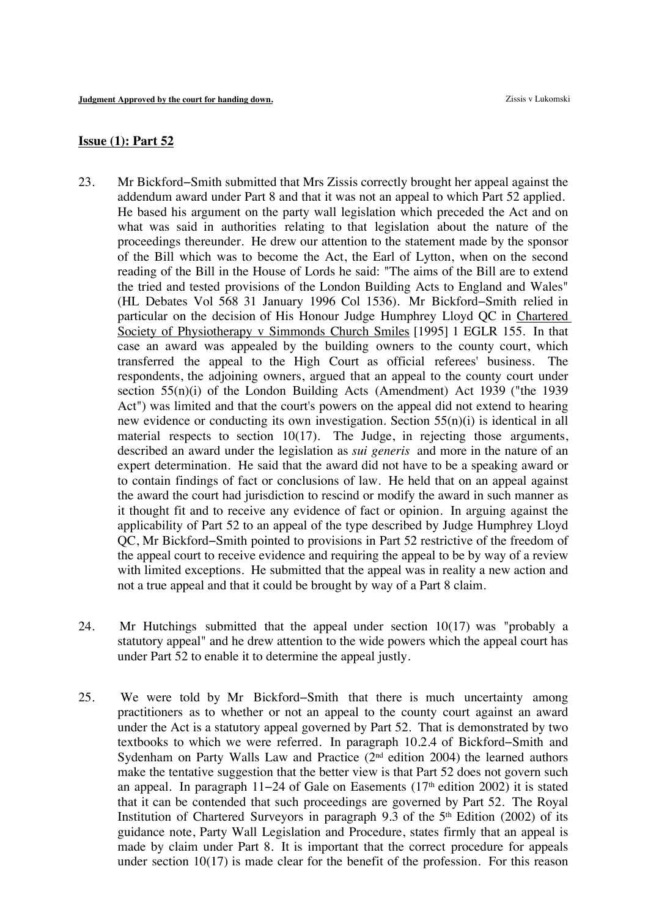## Issue (1): Part 52

23. Mr Bickford−Smith submitted that Mrs Zissis correctly brought her appeal against the addendum award under Part 8 and that it was not an appeal to which Part 52 applied. He based his argument on the party wall legislation which preceded the Act and on what was said in authorities relating to that legislation about the nature of the proceedings thereunder. He drew our attention to the statement made by the sponsor of the Bill which was to become the Act, the Earl of Lytton, when on the second reading of the Bill in the House of Lords he said: "The aims of the Bill are to extend the tried and tested provisions of the London Building Acts to England and Wales" (HL Debates Vol 568 31 January 1996 Col 1536). Mr Bickford−Smith relied in particular on the decision of His Honour Judge Humphrey Lloyd QC in Chartered Society of Physiotherapy v Simmonds Church Smiles [1995] 1 EGLR 155. In that case an award was appealed by the building owners to the county court, which transferred the appeal to the High Court as official referees' business. The respondents, the adjoining owners, argued that an appeal to the county court under section 55(n)(i) of the London Building Acts (Amendment) Act 1939 ("the 1939 Act") was limited and that the court's powers on the appeal did not extend to hearing new evidence or conducting its own investigation. Section 55(n)(i) is identical in all material respects to section 10(17). The Judge, in rejecting those arguments, described an award under the legislation as *sui generis* and more in the nature of an expert determination. He said that the award did not have to be a speaking award or to contain findings of fact or conclusions of law. He held that on an appeal against the award the court had jurisdiction to rescind or modify the award in such manner as it thought fit and to receive any evidence of fact or opinion. In arguing against the applicability of Part 52 to an appeal of the type described by Judge Humphrey Lloyd QC, Mr Bickford−Smith pointed to provisions in Part 52 restrictive of the freedom of the appeal court to receive evidence and requiring the appeal to be by way of a review with limited exceptions. He submitted that the appeal was in reality a new action and not a true appeal and that it could be brought by way of a Part 8 claim.

24. Mr Hutchings submitted that the appeal under section 10(17) was "probably a statutory appeal" and he drew attention to the wide powers which the appeal court has under Part 52 to enable it to determine the appeal justly.

25. We were told by Mr Bickford−Smith that there is much uncertainty among practitioners as to whether or not an appeal to the county court against an award under the Act is a statutory appeal governed by Part 52. That is demonstrated by two textbooks to which we were referred. In paragraph 10.2.4 of Bickford−Smith and Sydenham on Party Walls Law and Practice (2nd edition 2004) the learned authors make the tentative suggestion that the better view is that Part 52 does not govern such an appeal. In paragraph 11−24 of Gale on Easements (17th edition 2002) it is stated that it can be contended that such proceedings are governed by Part 52. The Royal Institution of Chartered Surveyors in paragraph 9.3 of the 5th Edition (2002) of its guidance note, Party Wall Legislation and Procedure, states firmly that an appeal is made by claim under Part 8. It is important that the correct procedure for appeals under section 10(17) is made clear for the benefit of the profession. For this reason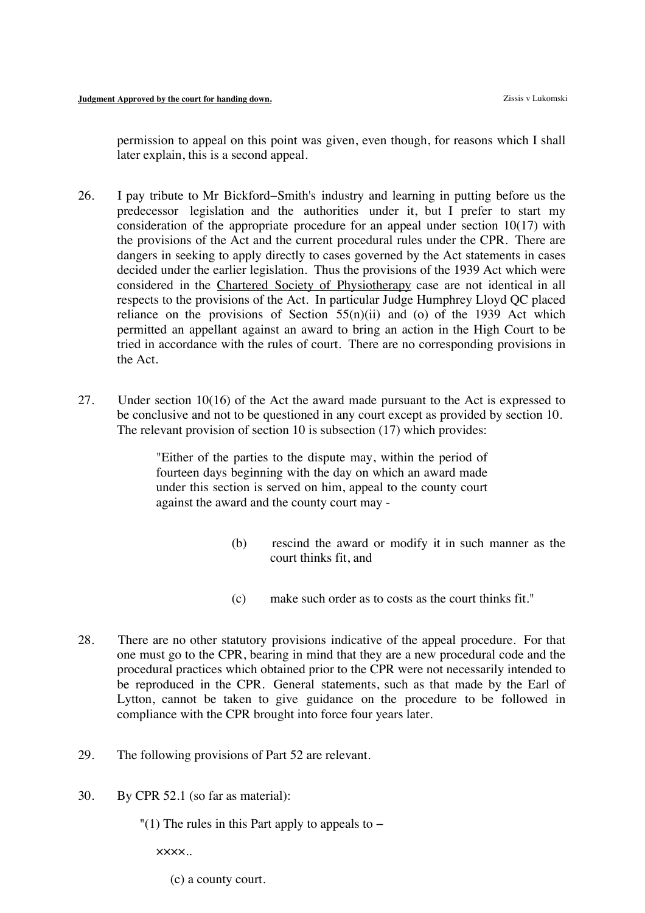permission to appeal on this point was given, even though, for reasons which I shall later explain, this is a second appeal.

26. I pay tribute to Mr Bickford−Smith's industry and learning in putting before us the predecessor legislation and the authorities under it, but I prefer to start my consideration of the appropriate procedure for an appeal under section 10(17) with the provisions of the Act and the current procedural rules under the CPR. There are dangers in seeking to apply directly to cases governed by the Act statements in cases decided under the earlier legislation. Thus the provisions of the 1939 Act which were considered in the Chartered Society of Physiotherapy case are not identical in all respects to the provisions of the Act. In particular Judge Humphrey Lloyd QC placed reliance on the provisions of Section 55(n)(ii) and (o) of the 1939 Act which permitted an appellant against an award to bring an action in the High Court to be tried in accordance with the rules of court. There are no corresponding provisions in the Act.

27. Under section 10(16) of the Act the award made pursuant to the Act is expressed to be conclusive and not to be questioned in any court except as provided by section 10. The relevant provision of section 10 is subsection (17) which provides:

> "Either of the parties to the dispute may, within the period of fourteen days beginning with the day on which an award made under this section is served on him, appeal to the county court against the award and the county court may -
>
> (b) rescind the award or modify it in such manner as the court thinks fit, and
>
> (c) make such order as to costs as the court thinks fit."

28. There are no other statutory provisions indicative of the appeal procedure. For that one must go to the CPR, bearing in mind that they are a new procedural code and the procedural practices which obtained prior to the CPR were not necessarily intended to be reproduced in the CPR. General statements, such as that made by the Earl of Lytton, cannot be taken to give guidance on the procedure to be followed in compliance with the CPR brought into force four years later.

29. The following provisions of Part 52 are relevant.

30. By CPR 52.1 (so far as material):

> "(1) The rules in this Part apply to appeals to –
>
> ××××..
>
> (c) a county court.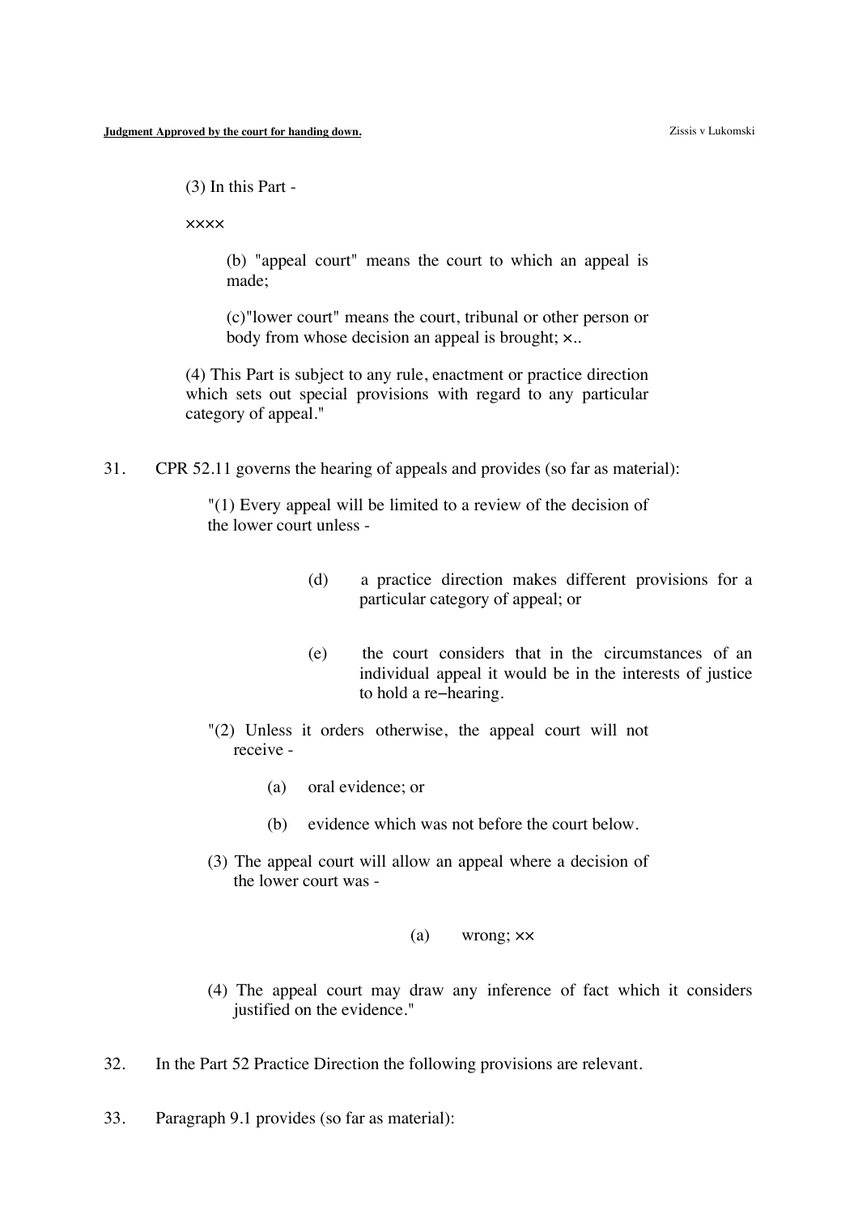(3) In this Part -

××××

(b) "appeal court" means the court to which an appeal is made;

(c)"lower court" means the court, tribunal or other person or body from whose decision an appeal is brought; ×..

(4) This Part is subject to any rule, enactment or practice direction which sets out special provisions with regard to any particular category of appeal."

31. CPR 52.11 governs the hearing of appeals and provides (so far as material):

"(1) Every appeal will be limited to a review of the decision of the lower court unless -

(d) a practice direction makes different provisions for a particular category of appeal; or

(e) the court considers that in the circumstances of an individual appeal it would be in the interests of justice to hold a re−hearing.

"(2) Unless it orders otherwise, the appeal court will not receive -

(a) oral evidence; or

(b) evidence which was not before the court below.

(3) The appeal court will allow an appeal where a decision of the lower court was -

(a) wrong; ××

(4) The appeal court may draw any inference of fact which it considers justified on the evidence."

32. In the Part 52 Practice Direction the following provisions are relevant.

33. Paragraph 9.1 provides (so far as material):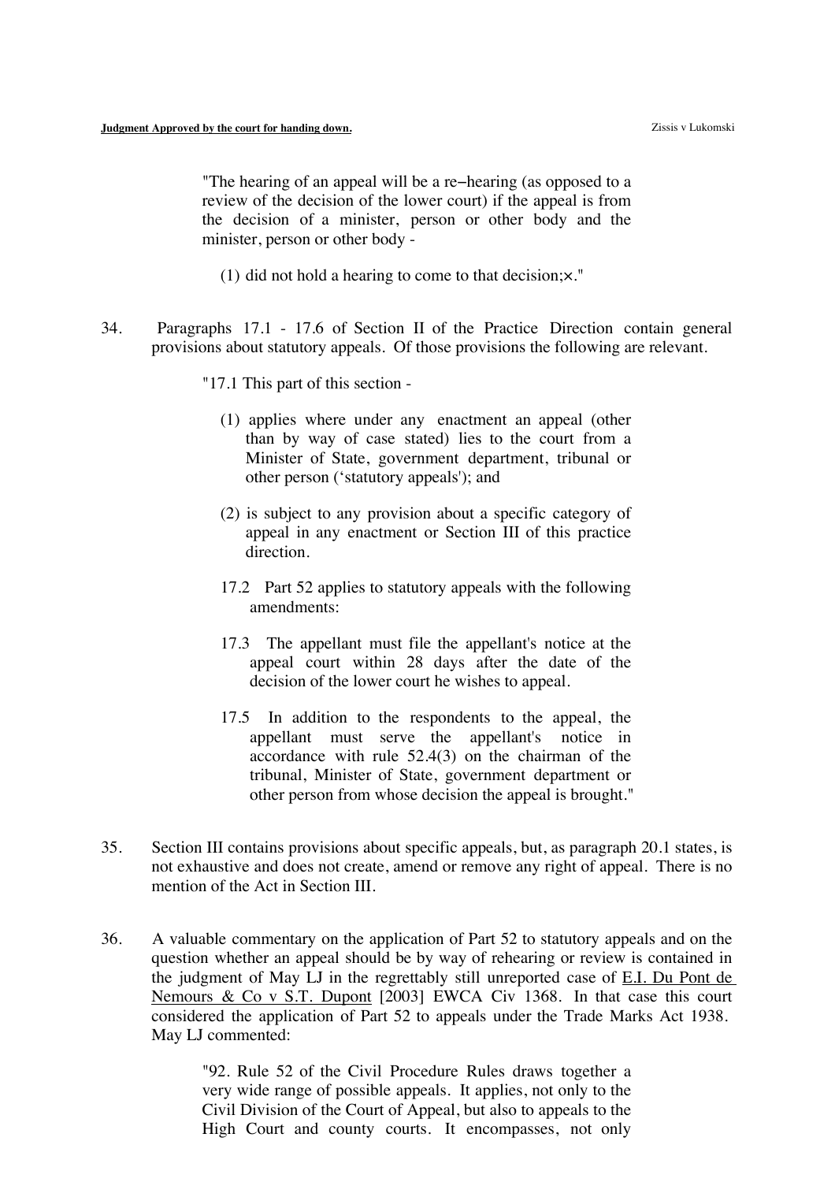> "The hearing of an appeal will be a re–hearing (as opposed to a review of the decision of the lower court) if the appeal is from the decision of a minister, person or other body and the minister, person or other body -
>
> (1) did not hold a hearing to come to that decision;×."

34. Paragraphs 17.1 - 17.6 of Section II of the Practice Direction contain general provisions about statutory appeals. Of those provisions the following are relevant.

> "17.1 This part of this section -
>
> (1) applies where under any enactment an appeal (other than by way of case stated) lies to the court from a Minister of State, government department, tribunal or other person ('statutory appeals'); and
>
> (2) is subject to any provision about a specific category of appeal in any enactment or Section III of this practice direction.
>
> 17.2 Part 52 applies to statutory appeals with the following amendments:
>
> 17.3 The appellant must file the appellant's notice at the appeal court within 28 days after the date of the decision of the lower court he wishes to appeal.
>
> 17.5 In addition to the respondents to the appeal, the appellant must serve the appellant's notice in accordance with rule 52.4(3) on the chairman of the tribunal, Minister of State, government department or other person from whose decision the appeal is brought."

35. Section III contains provisions about specific appeals, but, as paragraph 20.1 states, is not exhaustive and does not create, amend or remove any right of appeal. There is no mention of the Act in Section III.

36. A valuable commentary on the application of Part 52 to statutory appeals and on the question whether an appeal should be by way of rehearing or review is contained in the judgment of May LJ in the regrettably still unreported case of E.I. Du Pont de Nemours & Co v S.T. Dupont [2003] EWCA Civ 1368. In that case this court considered the application of Part 52 to appeals under the Trade Marks Act 1938. May LJ commented:

> "92. Rule 52 of the Civil Procedure Rules draws together a very wide range of possible appeals. It applies, not only to the Civil Division of the Court of Appeal, but also to appeals to the High Court and county courts. It encompasses, not only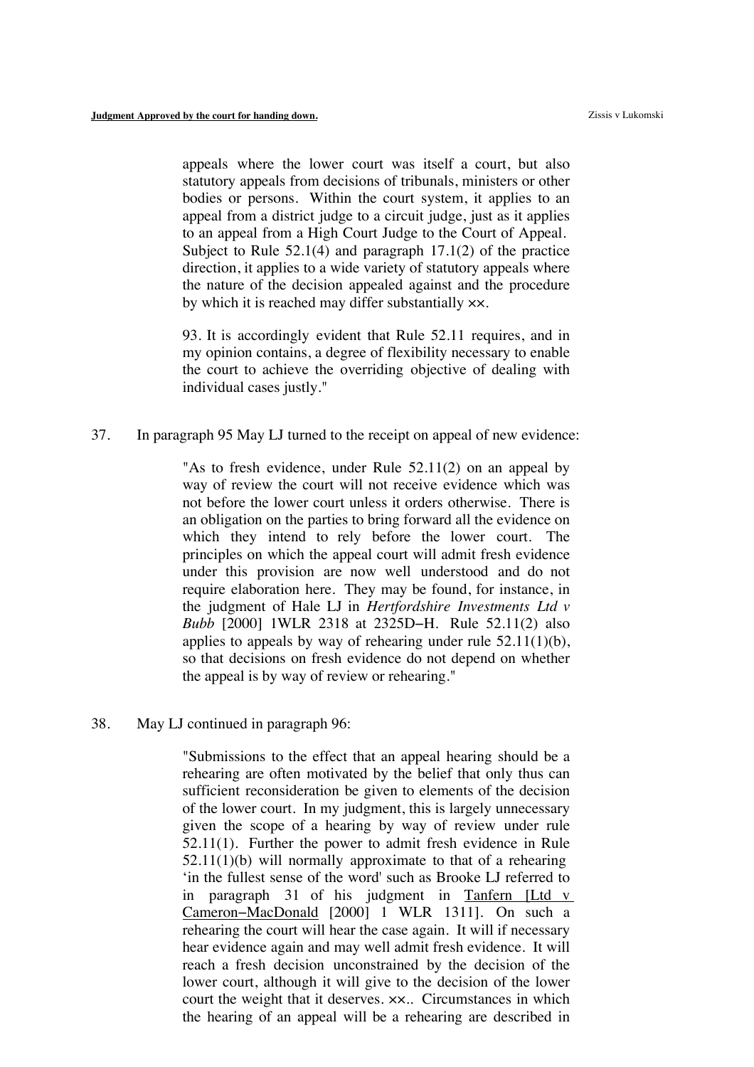> appeals where the lower court was itself a court, but also statutory appeals from decisions of tribunals, ministers or other bodies or persons. Within the court system, it applies to an appeal from a district judge to a circuit judge, just as it applies to an appeal from a High Court Judge to the Court of Appeal. Subject to Rule 52.1(4) and paragraph 17.1(2) of the practice direction, it applies to a wide variety of statutory appeals where the nature of the decision appealed against and the procedure by which it is reached may differ substantially ××.
>
> 93. It is accordingly evident that Rule 52.11 requires, and in my opinion contains, a degree of flexibility necessary to enable the court to achieve the overriding objective of dealing with individual cases justly."

37. In paragraph 95 May LJ turned to the receipt on appeal of new evidence:

> "As to fresh evidence, under Rule 52.11(2) on an appeal by way of review the court will not receive evidence which was not before the lower court unless it orders otherwise. There is an obligation on the parties to bring forward all the evidence on which they intend to rely before the lower court. The principles on which the appeal court will admit fresh evidence under this provision are now well understood and do not require elaboration here. They may be found, for instance, in the judgment of Hale LJ in *Hertfordshire Investments Ltd v Bubb* [2000] 1WLR 2318 at 2325D–H. Rule 52.11(2) also applies to appeals by way of rehearing under rule 52.11(1)(b), so that decisions on fresh evidence do not depend on whether the appeal is by way of review or rehearing."

38. May LJ continued in paragraph 96:

> "Submissions to the effect that an appeal hearing should be a rehearing are often motivated by the belief that only thus can sufficient reconsideration be given to elements of the decision of the lower court. In my judgment, this is largely unnecessary given the scope of a hearing by way of review under rule 52.11(1). Further the power to admit fresh evidence in Rule 52.11(1)(b) will normally approximate to that of a rehearing 'in the fullest sense of the word' such as Brooke LJ referred to in paragraph 31 of his judgment in Tanfern [Ltd v Cameron–MacDonald [2000] 1 WLR 1311]. On such a rehearing the court will hear the case again. It will if necessary hear evidence again and may well admit fresh evidence. It will reach a fresh decision unconstrained by the decision of the lower court, although it will give to the decision of the lower court the weight that it deserves. ××.. Circumstances in which the hearing of an appeal will be a rehearing are described in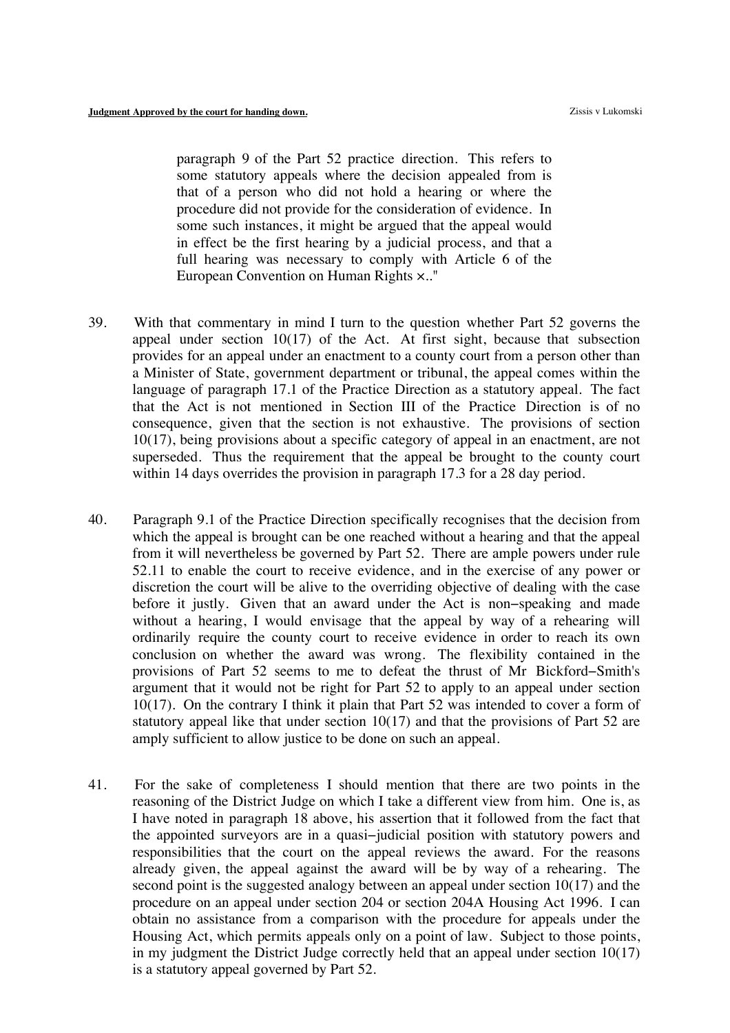> paragraph 9 of the Part 52 practice direction. This refers to some statutory appeals where the decision appealed from is that of a person who did not hold a hearing or where the procedure did not provide for the consideration of evidence. In some such instances, it might be argued that the appeal would in effect be the first hearing by a judicial process, and that a full hearing was necessary to comply with Article 6 of the European Convention on Human Rights ×.."

39. With that commentary in mind I turn to the question whether Part 52 governs the appeal under section 10(17) of the Act. At first sight, because that subsection provides for an appeal under an enactment to a county court from a person other than a Minister of State, government department or tribunal, the appeal comes within the language of paragraph 17.1 of the Practice Direction as a statutory appeal. The fact that the Act is not mentioned in Section III of the Practice Direction is of no consequence, given that the section is not exhaustive. The provisions of section 10(17), being provisions about a specific category of appeal in an enactment, are not superseded. Thus the requirement that the appeal be brought to the county court within 14 days overrides the provision in paragraph 17.3 for a 28 day period.

40. Paragraph 9.1 of the Practice Direction specifically recognises that the decision from which the appeal is brought can be one reached without a hearing and that the appeal from it will nevertheless be governed by Part 52. There are ample powers under rule 52.11 to enable the court to receive evidence, and in the exercise of any power or discretion the court will be alive to the overriding objective of dealing with the case before it justly. Given that an award under the Act is non−speaking and made without a hearing, I would envisage that the appeal by way of a rehearing will ordinarily require the county court to receive evidence in order to reach its own conclusion on whether the award was wrong. The flexibility contained in the provisions of Part 52 seems to me to defeat the thrust of Mr Bickford−Smith's argument that it would not be right for Part 52 to apply to an appeal under section 10(17). On the contrary I think it plain that Part 52 was intended to cover a form of statutory appeal like that under section 10(17) and that the provisions of Part 52 are amply sufficient to allow justice to be done on such an appeal.

41. For the sake of completeness I should mention that there are two points in the reasoning of the District Judge on which I take a different view from him. One is, as I have noted in paragraph 18 above, his assertion that it followed from the fact that the appointed surveyors are in a quasi−judicial position with statutory powers and responsibilities that the court on the appeal reviews the award. For the reasons already given, the appeal against the award will be by way of a rehearing. The second point is the suggested analogy between an appeal under section 10(17) and the procedure on an appeal under section 204 or section 204A Housing Act 1996. I can obtain no assistance from a comparison with the procedure for appeals under the Housing Act, which permits appeals only on a point of law. Subject to those points, in my judgment the District Judge correctly held that an appeal under section 10(17) is a statutory appeal governed by Part 52.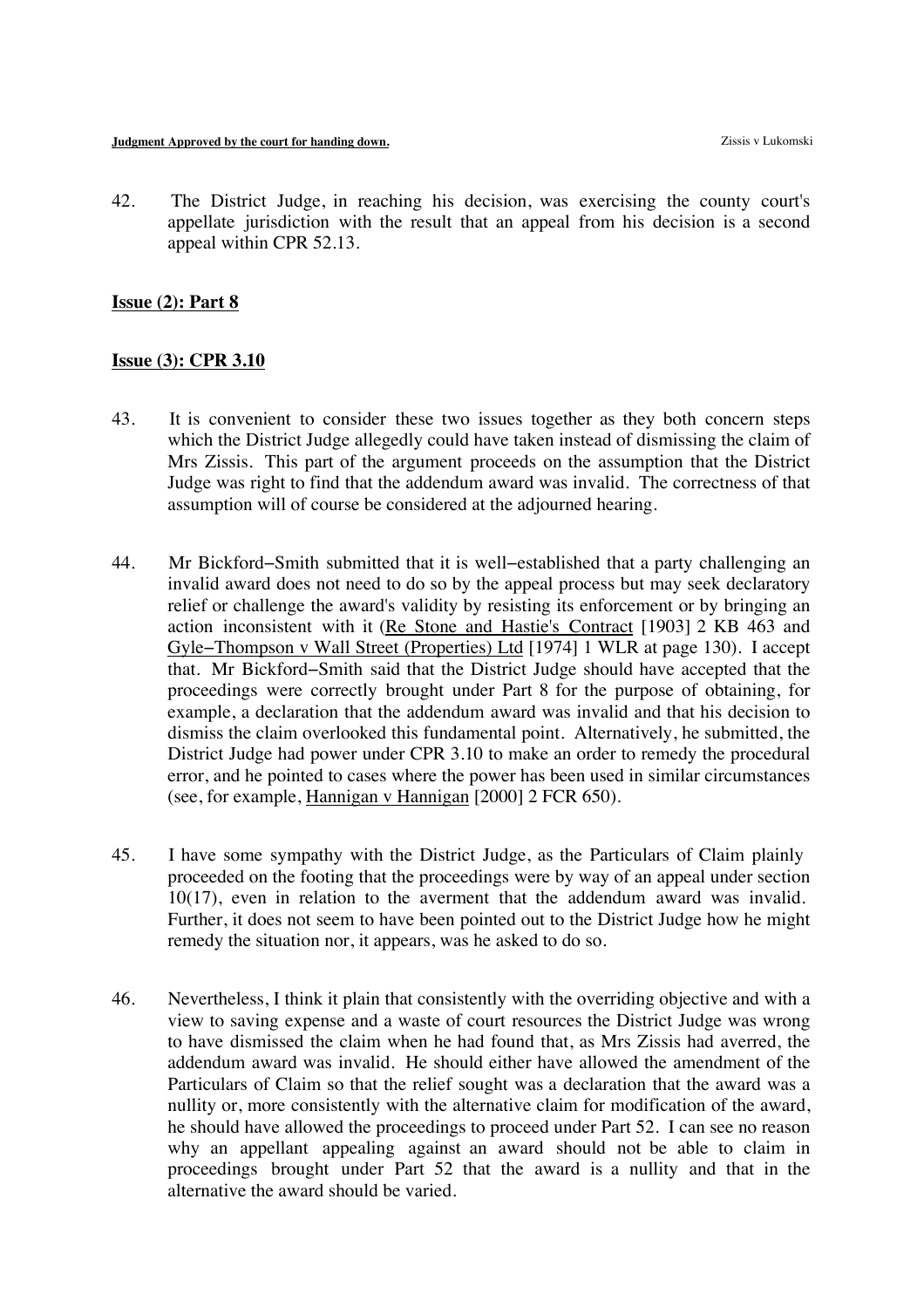42. The District Judge, in reaching his decision, was exercising the county court's appellate jurisdiction with the result that an appeal from his decision is a second appeal within CPR 52.13.

**Issue (2): Part 8**

**Issue (3): CPR 3.10**

43. It is convenient to consider these two issues together as they both concern steps which the District Judge allegedly could have taken instead of dismissing the claim of Mrs Zissis. This part of the argument proceeds on the assumption that the District Judge was right to find that the addendum award was invalid. The correctness of that assumption will of course be considered at the adjourned hearing.

44. Mr Bickford−Smith submitted that it is well−established that a party challenging an invalid award does not need to do so by the appeal process but may seek declaratory relief or challenge the award's validity by resisting its enforcement or by bringing an action inconsistent with it (Re Stone and Hastie's Contract [1903] 2 KB 463 and Gyle−Thompson v Wall Street (Properties) Ltd [1974] 1 WLR at page 130). I accept that. Mr Bickford−Smith said that the District Judge should have accepted that the proceedings were correctly brought under Part 8 for the purpose of obtaining, for example, a declaration that the addendum award was invalid and that his decision to dismiss the claim overlooked this fundamental point. Alternatively, he submitted, the District Judge had power under CPR 3.10 to make an order to remedy the procedural error, and he pointed to cases where the power has been used in similar circumstances (see, for example, Hannigan v Hannigan [2000] 2 FCR 650).

45. I have some sympathy with the District Judge, as the Particulars of Claim plainly proceeded on the footing that the proceedings were by way of an appeal under section 10(17), even in relation to the averment that the addendum award was invalid. Further, it does not seem to have been pointed out to the District Judge how he might remedy the situation nor, it appears, was he asked to do so.

46. Nevertheless, I think it plain that consistently with the overriding objective and with a view to saving expense and a waste of court resources the District Judge was wrong to have dismissed the claim when he had found that, as Mrs Zissis had averred, the addendum award was invalid. He should either have allowed the amendment of the Particulars of Claim so that the relief sought was a declaration that the award was a nullity or, more consistently with the alternative claim for modification of the award, he should have allowed the proceedings to proceed under Part 52. I can see no reason why an appellant appealing against an award should not be able to claim in proceedings brought under Part 52 that the award is a nullity and that in the alternative the award should be varied.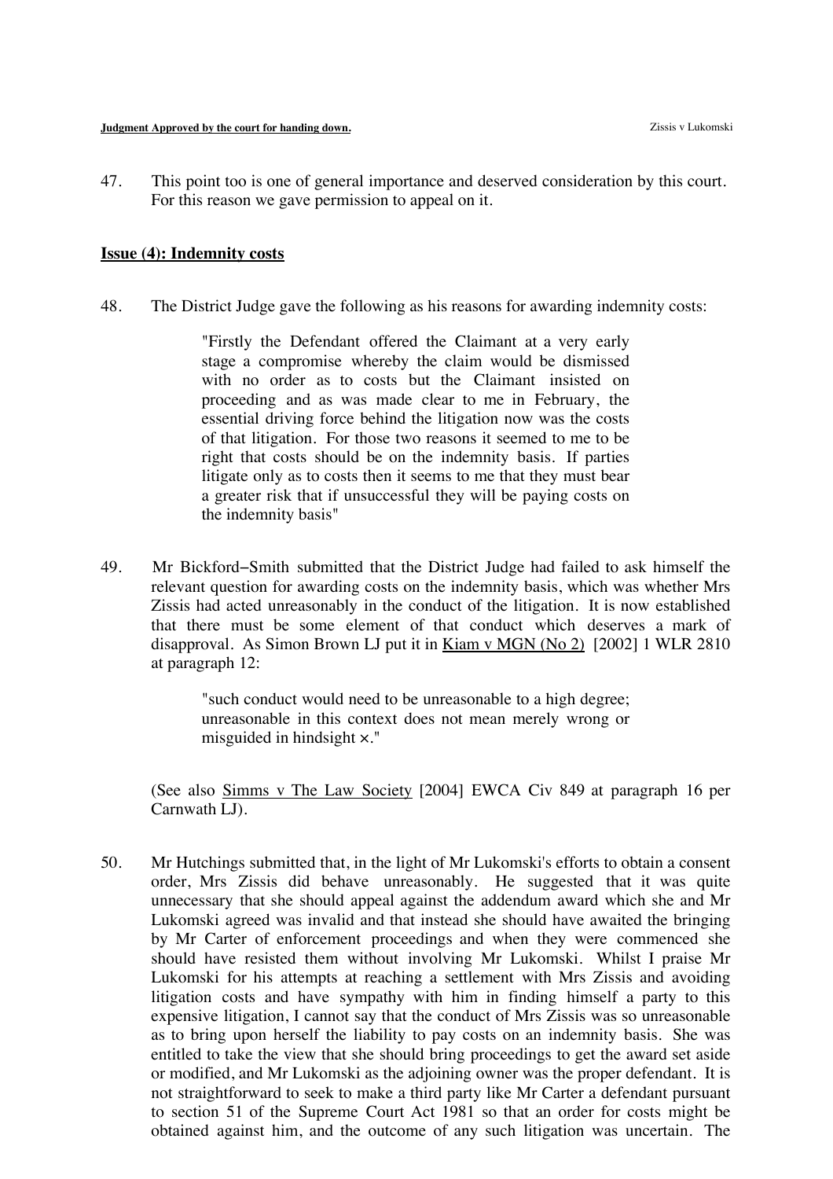47. This point too is one of general importance and deserved consideration by this court. For this reason we gave permission to appeal on it.

**Issue (4): Indemnity costs**

48. The District Judge gave the following as his reasons for awarding indemnity costs:

> "Firstly the Defendant offered the Claimant at a very early stage a compromise whereby the claim would be dismissed with no order as to costs but the Claimant insisted on proceeding and as was made clear to me in February, the essential driving force behind the litigation now was the costs of that litigation. For those two reasons it seemed to me to be right that costs should be on the indemnity basis. If parties litigate only as to costs then it seems to me that they must bear a greater risk that if unsuccessful they will be paying costs on the indemnity basis"

49. Mr Bickford−Smith submitted that the District Judge had failed to ask himself the relevant question for awarding costs on the indemnity basis, which was whether Mrs Zissis had acted unreasonably in the conduct of the litigation. It is now established that there must be some element of that conduct which deserves a mark of disapproval. As Simon Brown LJ put it in Kiam v MGN (No 2) [2002] 1 WLR 2810 at paragraph 12:

> "such conduct would need to be unreasonable to a high degree; unreasonable in this context does not mean merely wrong or misguided in hindsight ×."

(See also Simms v The Law Society [2004] EWCA Civ 849 at paragraph 16 per Carnwath LJ).

50. Mr Hutchings submitted that, in the light of Mr Lukomski's efforts to obtain a consent order, Mrs Zissis did behave unreasonably. He suggested that it was quite unnecessary that she should appeal against the addendum award which she and Mr Lukomski agreed was invalid and that instead she should have awaited the bringing by Mr Carter of enforcement proceedings and when they were commenced she should have resisted them without involving Mr Lukomski. Whilst I praise Mr Lukomski for his attempts at reaching a settlement with Mrs Zissis and avoiding litigation costs and have sympathy with him in finding himself a party to this expensive litigation, I cannot say that the conduct of Mrs Zissis was so unreasonable as to bring upon herself the liability to pay costs on an indemnity basis. She was entitled to take the view that she should bring proceedings to get the award set aside or modified, and Mr Lukomski as the adjoining owner was the proper defendant. It is not straightforward to seek to make a third party like Mr Carter a defendant pursuant to section 51 of the Supreme Court Act 1981 so that an order for costs might be obtained against him, and the outcome of any such litigation was uncertain. The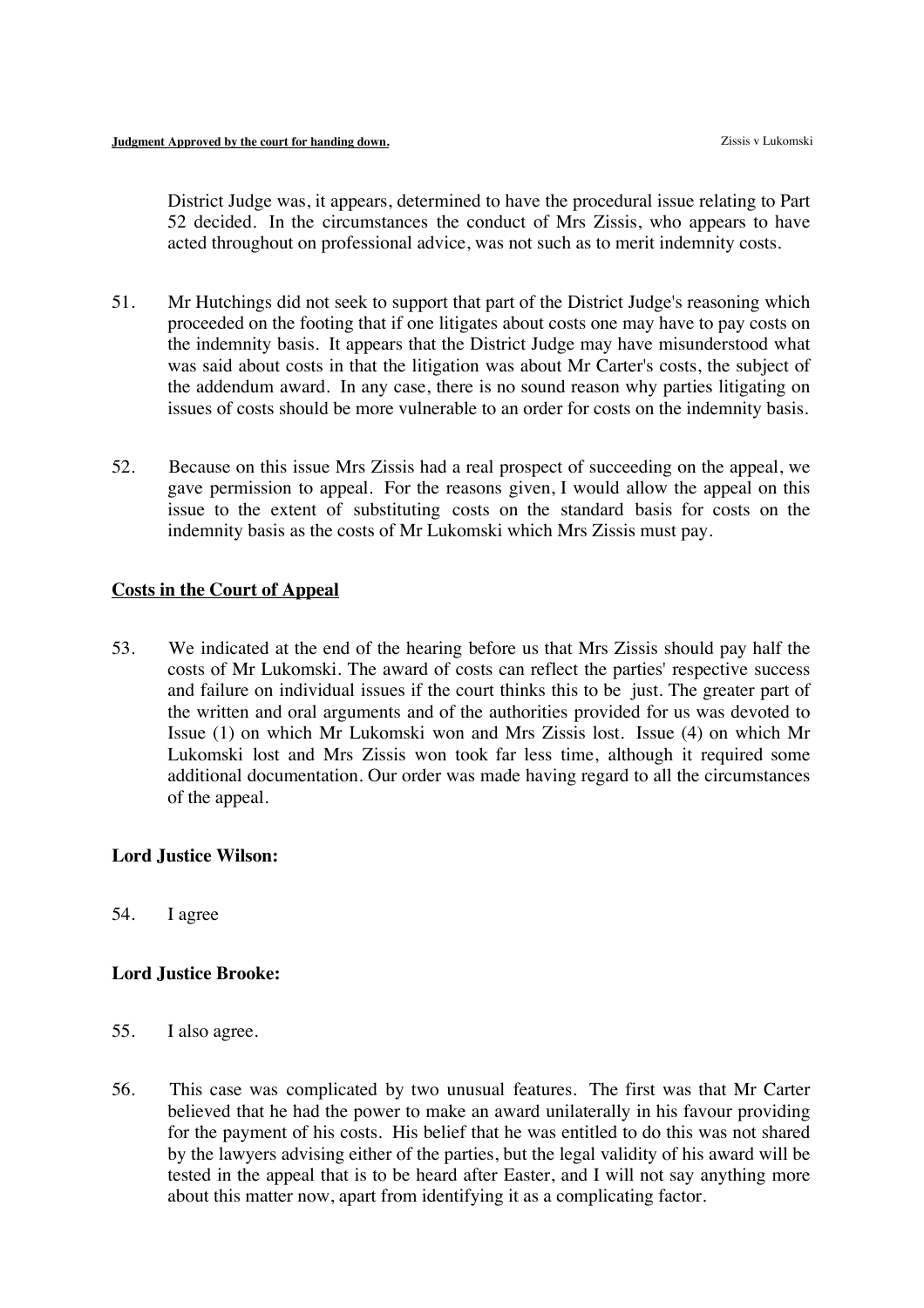District Judge was, it appears, determined to have the procedural issue relating to Part 52 decided. In the circumstances the conduct of Mrs Zissis, who appears to have acted throughout on professional advice, was not such as to merit indemnity costs.

51. Mr Hutchings did not seek to support that part of the District Judge's reasoning which proceeded on the footing that if one litigates about costs one may have to pay costs on the indemnity basis. It appears that the District Judge may have misunderstood what was said about costs in that the litigation was about Mr Carter's costs, the subject of the addendum award. In any case, there is no sound reason why parties litigating on issues of costs should be more vulnerable to an order for costs on the indemnity basis.

52. Because on this issue Mrs Zissis had a real prospect of succeeding on the appeal, we gave permission to appeal. For the reasons given, I would allow the appeal on this issue to the extent of substituting costs on the standard basis for costs on the indemnity basis as the costs of Mr Lukomski which Mrs Zissis must pay.

## Costs in the Court of Appeal

53. We indicated at the end of the hearing before us that Mrs Zissis should pay half the costs of Mr Lukomski. The award of costs can reflect the parties' respective success and failure on individual issues if the court thinks this to be just. The greater part of the written and oral arguments and of the authorities provided for us was devoted to Issue (1) on which Mr Lukomski won and Mrs Zissis lost. Issue (4) on which Mr Lukomski lost and Mrs Zissis won took far less time, although it required some additional documentation. Our order was made having regard to all the circumstances of the appeal.

**Lord Justice Wilson:**

54. I agree

**Lord Justice Brooke:**

55. I also agree.

56. This case was complicated by two unusual features. The first was that Mr Carter believed that he had the power to make an award unilaterally in his favour providing for the payment of his costs. His belief that he was entitled to do this was not shared by the lawyers advising either of the parties, but the legal validity of his award will be tested in the appeal that is to be heard after Easter, and I will not say anything more about this matter now, apart from identifying it as a complicating factor.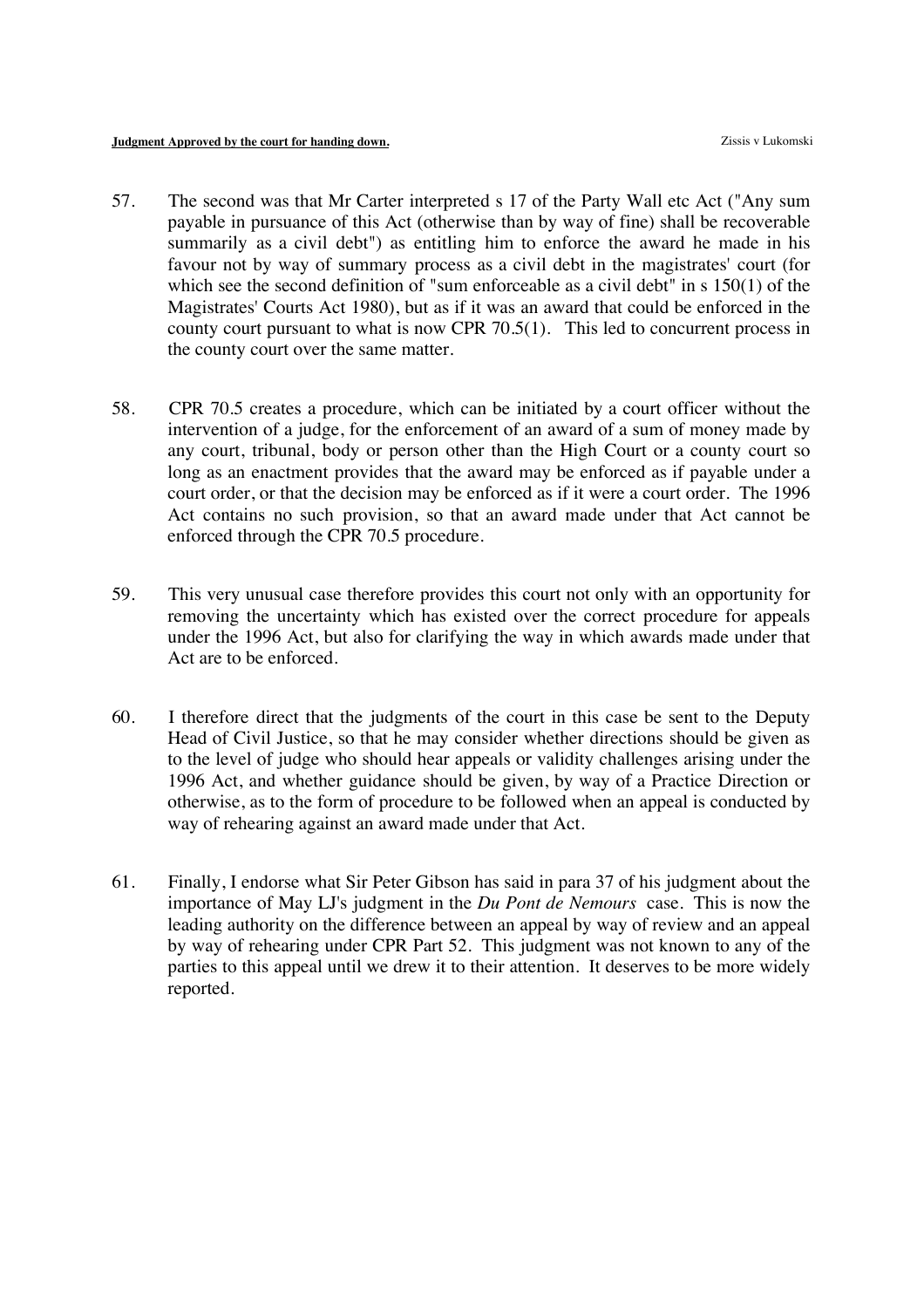57. The second was that Mr Carter interpreted s 17 of the Party Wall etc Act ("Any sum payable in pursuance of this Act (otherwise than by way of fine) shall be recoverable summarily as a civil debt") as entitling him to enforce the award he made in his favour not by way of summary process as a civil debt in the magistrates' court (for which see the second definition of "sum enforceable as a civil debt" in s 150(1) of the Magistrates' Courts Act 1980), but as if it was an award that could be enforced in the county court pursuant to what is now CPR 70.5(1). This led to concurrent process in the county court over the same matter.

58. CPR 70.5 creates a procedure, which can be initiated by a court officer without the intervention of a judge, for the enforcement of an award of a sum of money made by any court, tribunal, body or person other than the High Court or a county court so long as an enactment provides that the award may be enforced as if payable under a court order, or that the decision may be enforced as if it were a court order. The 1996 Act contains no such provision, so that an award made under that Act cannot be enforced through the CPR 70.5 procedure.

59. This very unusual case therefore provides this court not only with an opportunity for removing the uncertainty which has existed over the correct procedure for appeals under the 1996 Act, but also for clarifying the way in which awards made under that Act are to be enforced.

60. I therefore direct that the judgments of the court in this case be sent to the Deputy Head of Civil Justice, so that he may consider whether directions should be given as to the level of judge who should hear appeals or validity challenges arising under the 1996 Act, and whether guidance should be given, by way of a Practice Direction or otherwise, as to the form of procedure to be followed when an appeal is conducted by way of rehearing against an award made under that Act.

61. Finally, I endorse what Sir Peter Gibson has said in para 37 of his judgment about the importance of May LJ's judgment in the *Du Pont de Nemours* case. This is now the leading authority on the difference between an appeal by way of review and an appeal by way of rehearing under CPR Part 52. This judgment was not known to any of the parties to this appeal until we drew it to their attention. It deserves to be more widely reported.